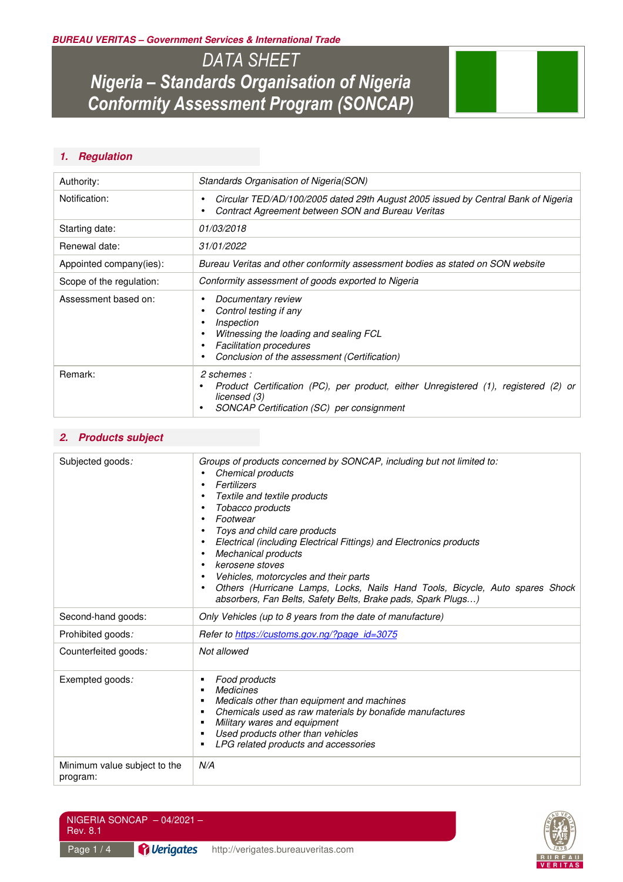**BUREAU VERITAS – Government Services & International Trade**

# DATA SHEET
# Nigeria – Standards Organisation of Nigeria Conformity Assessment Program (SONCAP)

## 1. Regulation

| | |
|---|---|
| Authority: | *Standards Organisation of Nigeria(SON)* |
| Notification: | • *Circular TED/AD/100/2005 dated 29th August 2005 issued by Central Bank of Nigeria*<br>• *Contract Agreement between SON and Bureau Veritas* |
| Starting date: | *01/03/2018* |
| Renewal date: | *31/01/2022* |
| Appointed company(ies): | *Bureau Veritas and other conformity assessment bodies as stated on SON website* |
| Scope of the regulation: | *Conformity assessment of goods exported to Nigeria* |
| Assessment based on: | • *Documentary review*<br>• *Control testing if any*<br>• *Inspection*<br>• *Witnessing the loading and sealing FCL*<br>• *Facilitation procedures*<br>• *Conclusion of the assessment (Certification)* |
| Remark: | *2 schemes :*<br>• *Product Certification (PC), per product, either Unregistered (1), registered (2) or licensed (3)*<br>• *SONCAP Certification (SC) per consignment* |

## 2. Products subject

| | |
|---|---|
| Subjected goods*:* | *Groups of products concerned by SONCAP, including but not limited to:*<br>• *Chemical products*<br>• *Fertilizers*<br>• *Textile and textile products*<br>• *Tobacco products*<br>• *Footwear*<br>• *Toys and child care products*<br>• *Electrical (including Electrical Fittings) and Electronics products*<br>• *Mechanical products*<br>• *kerosene stoves*<br>• *Vehicles, motorcycles and their parts*<br>• *Others (Hurricane Lamps, Locks, Nails Hand Tools, Bicycle, Auto spares Shock absorbers, Fan Belts, Safety Belts, Brake pads, Spark Plugs…)* |
| Second-hand goods: | *Only Vehicles (up to 8 years from the date of manufacture)* |
| Prohibited goods*:* | *Refer to [https://customs.gov.ng/?page_id=3075](https://customs.gov.ng/?page_id=3075)* |
| Counterfeited goods*:* | *Not allowed* |
| Exempted goods*:* | ▪ *Food products*<br>▪ *Medicines*<br>▪ *Medicals other than equipment and machines*<br>▪ *Chemicals used as raw materials by bonafide manufactures*<br>▪ *Military wares and equipment*<br>▪ *Used products other than vehicles*<br>▪ *LPG related products and accessories* |
| Minimum value subject to the program: | *N/A* |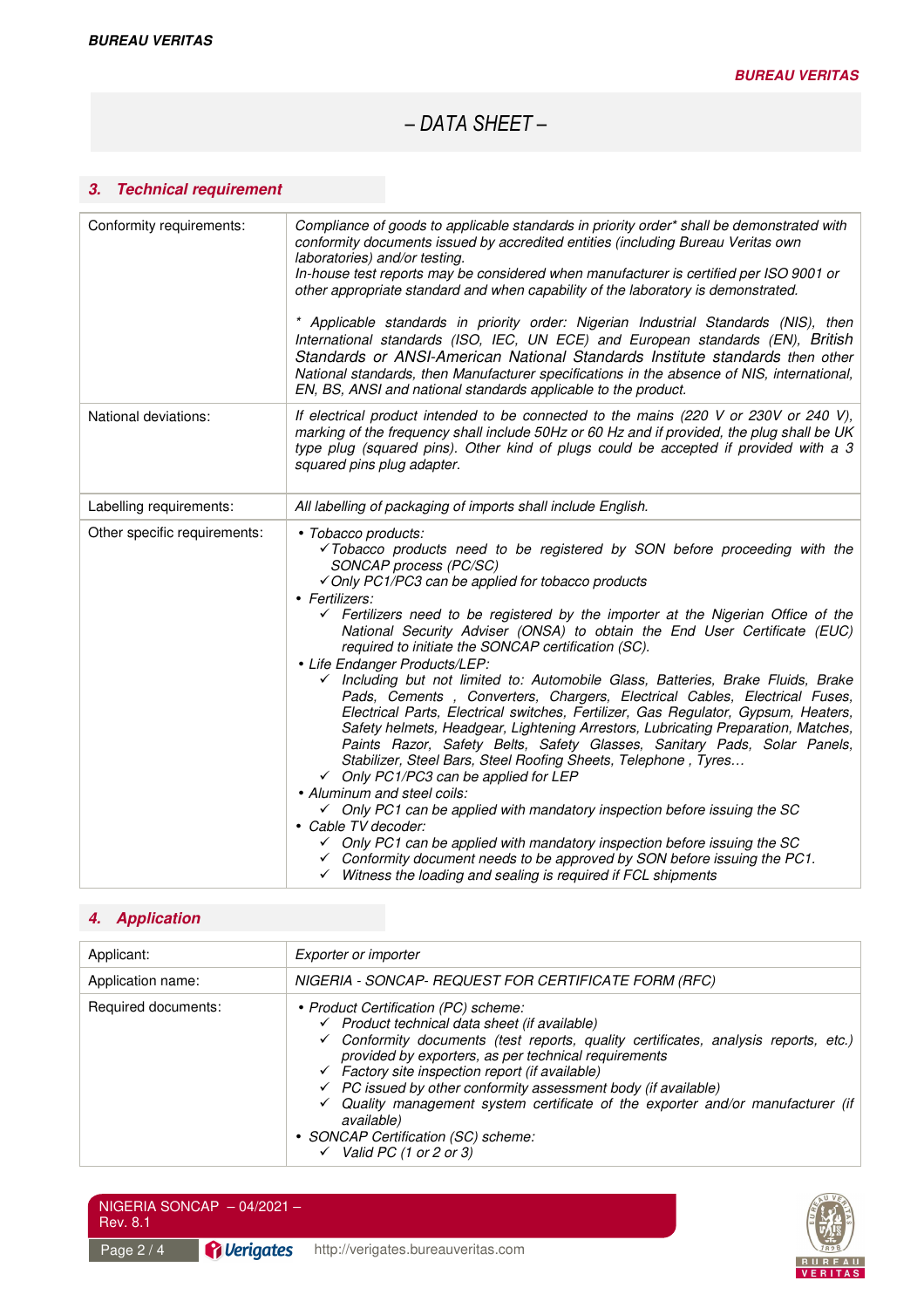## – DATA SHEET –

### 3. Technical requirement

| | |
|---|---|
| Conformity requirements: | *Compliance of goods to applicable standards in priority order* shall be demonstrated with conformity documents issued by accredited entities (including Bureau Veritas own laboratories) and/or testing.*<br>*In-house test reports may be considered when manufacturer is certified per ISO 9001 or other appropriate standard and when capability of the laboratory is demonstrated.*<br><br>** Applicable standards in priority order: Nigerian Industrial Standards (NIS), then International standards (ISO, IEC, UN ECE) and European standards (EN), British Standards or ANSI-American National Standards Institute standards then other National standards, then Manufacturer specifications in the absence of NIS, international, EN, BS, ANSI and national standards applicable to the product.* |
| National deviations: | *If electrical product intended to be connected to the mains (220 V or 230V or 240 V), marking of the frequency shall include 50Hz or 60 Hz and if provided, the plug shall be UK type plug (squared pins). Other kind of plugs could be accepted if provided with a 3 squared pins plug adapter.* |
| Labelling requirements: | *All labelling of packaging of imports shall include English.* |
| Other specific requirements: | • *Tobacco products:*<br>✓ *Tobacco products need to be registered by SON before proceeding with the SONCAP process (PC/SC)*<br>✓ *Only PC1/PC3 can be applied for tobacco products*<br>• *Fertilizers:*<br>✓ *Fertilizers need to be registered by the importer at the Nigerian Office of the National Security Adviser (ONSA) to obtain the End User Certificate (EUC) required to initiate the SONCAP certification (SC).*<br>• *Life Endanger Products/LEP:*<br>✓ *Including but not limited to: Automobile Glass, Batteries, Brake Fluids, Brake Pads, Cements , Converters, Chargers, Electrical Cables, Electrical Fuses, Electrical Parts, Electrical switches, Fertilizer, Gas Regulator, Gypsum, Heaters, Safety helmets, Headgear, Lightening Arrestors, Lubricating Preparation, Matches, Paints Razor, Safety Belts, Safety Glasses, Sanitary Pads, Solar Panels, Stabilizer, Steel Bars, Steel Roofing Sheets, Telephone , Tyres…*<br>✓ *Only PC1/PC3 can be applied for LEP*<br>• *Aluminum and steel coils:*<br>✓ *Only PC1 can be applied with mandatory inspection before issuing the SC*<br>• *Cable TV decoder:*<br>✓ *Only PC1 can be applied with mandatory inspection before issuing the SC*<br>✓ *Conformity document needs to be approved by SON before issuing the PC1.*<br>✓ *Witness the loading and sealing is required if FCL shipments* |

### 4. Application

| | |
|---|---|
| Applicant: | *Exporter or importer* |
| Application name: | *NIGERIA - SONCAP- REQUEST FOR CERTIFICATE FORM (RFC)* |
| Required documents: | • *Product Certification (PC) scheme:*<br>✓ *Product technical data sheet (if available)*<br>✓ *Conformity documents (test reports, quality certificates, analysis reports, etc.) provided by exporters, as per technical requirements*<br>✓ *Factory site inspection report (if available)*<br>✓ *PC issued by other conformity assessment body (if available)*<br>✓ *Quality management system certificate of the exporter and/or manufacturer (if available)*<br>• *SONCAP Certification (SC) scheme:*<br>✓ *Valid PC (1 or 2 or 3)* |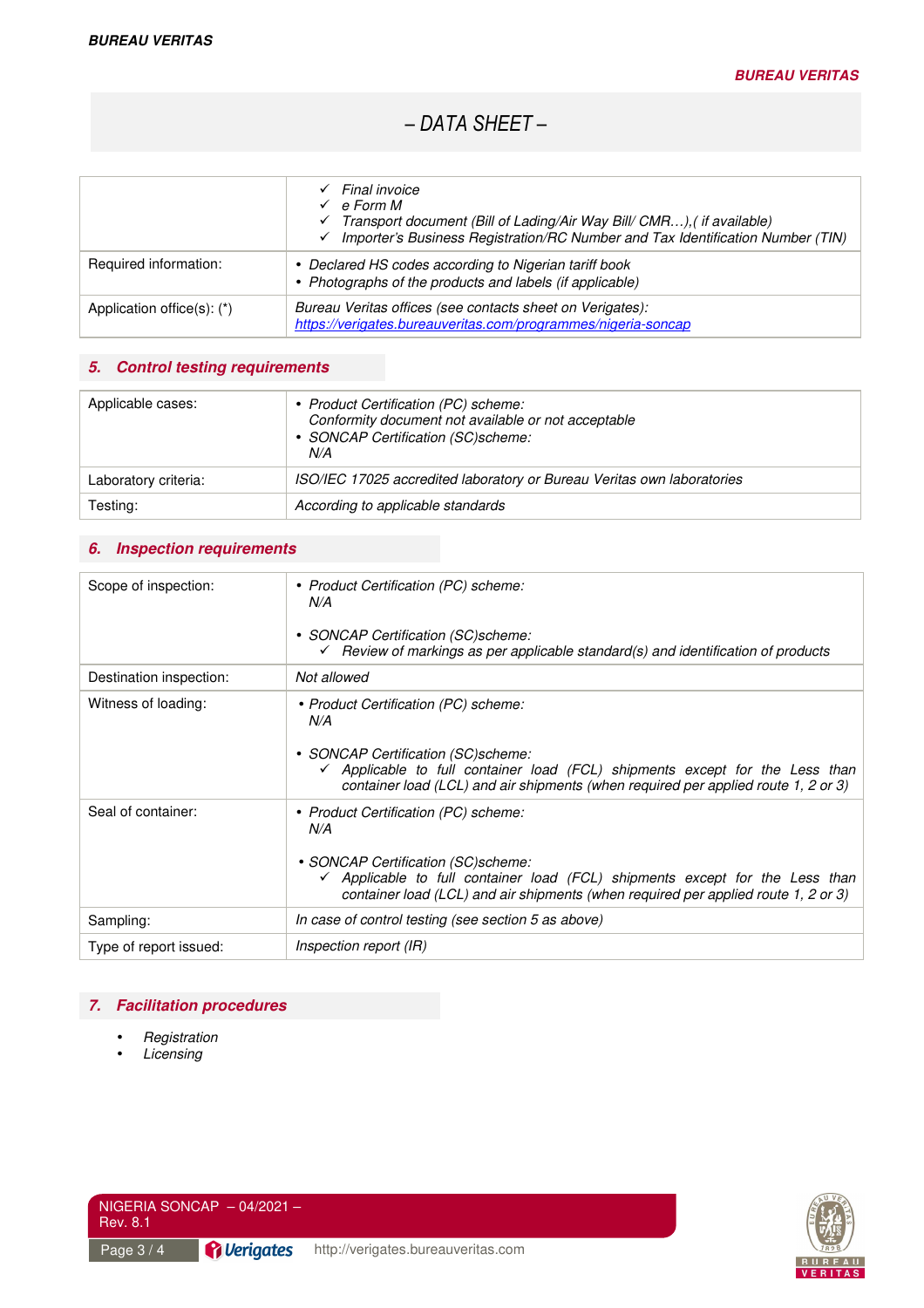– DATA SHEET –

| | |
|---|---|
| | ✓ *Final invoice*<br>✓ *e Form M*<br>✓ *Transport document (Bill of Lading/Air Way Bill/ CMR…),( if available)*<br>✓ *Importer's Business Registration/RC Number and Tax Identification Number (TIN)* |
| Required information: | • *Declared HS codes according to Nigerian tariff book*<br>• *Photographs of the products and labels (if applicable)* |
| Application office(s): (*) | *Bureau Veritas offices (see contacts sheet on Verigates):* *https://verigates.bureauveritas.com/programmes/nigeria-soncap* |

## 5. Control testing requirements

| | |
|---|---|
| Applicable cases: | • *Product Certification (PC) scheme:* *Conformity document not available or not acceptable*<br>• *SONCAP Certification (SC)scheme:* *N/A* |
| Laboratory criteria: | *ISO/IEC 17025 accredited laboratory or Bureau Veritas own laboratories* |
| Testing: | *According to applicable standards* |

## 6. Inspection requirements

| | |
|---|---|
| Scope of inspection: | • *Product Certification (PC) scheme:* *N/A*<br>• *SONCAP Certification (SC)scheme:*<br>✓ *Review of markings as per applicable standard(s) and identification of products* |
| Destination inspection: | *Not allowed* |
| Witness of loading: | • *Product Certification (PC) scheme:* *N/A*<br>• *SONCAP Certification (SC)scheme:*<br>✓ *Applicable to full container load (FCL) shipments except for the Less than container load (LCL) and air shipments (when required per applied route 1, 2 or 3)* |
| Seal of container: | • *Product Certification (PC) scheme:* *N/A*<br>• *SONCAP Certification (SC)scheme:*<br>✓ *Applicable to full container load (FCL) shipments except for the Less than container load (LCL) and air shipments (when required per applied route 1, 2 or 3)* |
| Sampling: | *In case of control testing (see section 5 as above)* |
| Type of report issued: | *Inspection report (IR)* |

## 7. Facilitation procedures

- *Registration*
- *Licensing*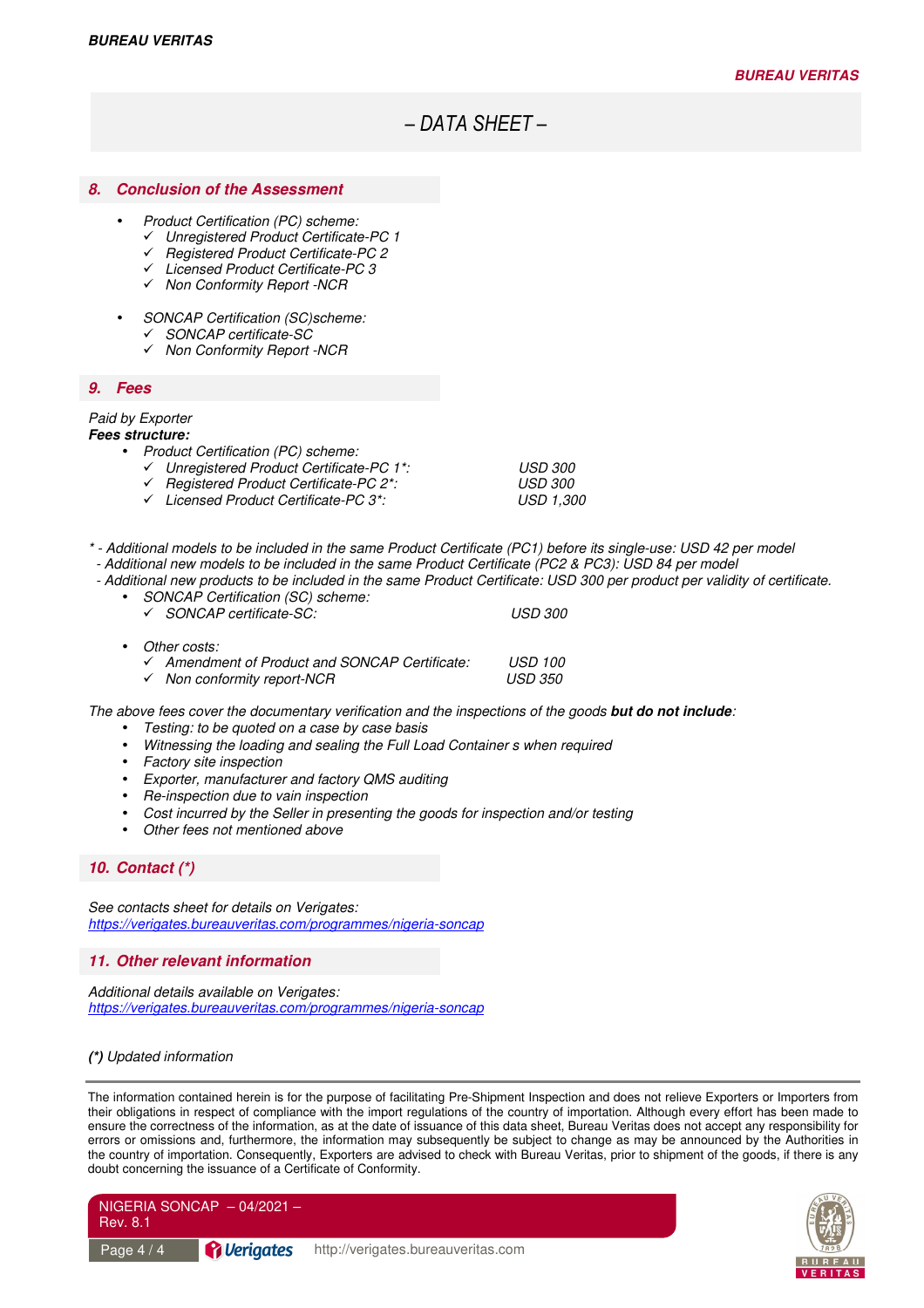## – DATA SHEET –

## 8. Conclusion of the Assessment

- *Product Certification (PC) scheme:*
  - ✓ *Unregistered Product Certificate-PC 1*
  - ✓ *Registered Product Certificate-PC 2*
  - ✓ *Licensed Product Certificate-PC 3*
  - ✓ *Non Conformity Report -NCR*

- *SONCAP Certification (SC)scheme:*
  - ✓ *SONCAP certificate-SC*
  - ✓ *Non Conformity Report -NCR*

## 9. Fees

*Paid by Exporter*

***Fees structure:***

- *Product Certification (PC) scheme:*

| | |
|---|---|
| ✓ *Unregistered Product Certificate-PC 1*:* | *USD 300* |
| ✓ *Registered Product Certificate-PC 2*:* | *USD 300* |
| ✓ *Licensed Product Certificate-PC 3*:* | *USD 1,300* |

*\* - Additional models to be included in the same Product Certificate (PC1) before its single-use: USD 42 per model*
*- Additional new models to be included in the same Product Certificate (PC2 & PC3): USD 84 per model*
*- Additional new products to be included in the same Product Certificate: USD 300 per product per validity of certificate.*

- *SONCAP Certification (SC) scheme:*

| | |
|---|---|
| ✓ *SONCAP certificate-SC:* | *USD 300* |

- *Other costs:*

| | |
|---|---|
| ✓ *Amendment of Product and SONCAP Certificate:* | *USD 100* |
| ✓ *Non conformity report-NCR* | *USD 350* |

*The above fees cover the documentary verification and the inspections of the goods* ***but do not include****:*

- *Testing: to be quoted on a case by case basis*
- *Witnessing the loading and sealing the Full Load Container s when required*
- *Factory site inspection*
- *Exporter, manufacturer and factory QMS auditing*
- *Re-inspection due to vain inspection*
- *Cost incurred by the Seller in presenting the goods for inspection and/or testing*
- *Other fees not mentioned above*

## 10. Contact (*)

*See contacts sheet for details on Verigates:*
*https://verigates.bureauveritas.com/programmes/nigeria-soncap*

## 11. Other relevant information

*Additional details available on Verigates:*
*https://verigates.bureauveritas.com/programmes/nigeria-soncap*

***(\*)*** *Updated information*

The information contained herein is for the purpose of facilitating Pre-Shipment Inspection and does not relieve Exporters or Importers from their obligations in respect of compliance with the import regulations of the country of importation. Although every effort has been made to ensure the correctness of the information, as at the date of issuance of this data sheet, Bureau Veritas does not accept any responsibility for errors or omissions and, furthermore, the information may subsequently be subject to change as may be announced by the Authorities in the country of importation. Consequently, Exporters are advised to check with Bureau Veritas, prior to shipment of the goods, if there is any doubt concerning the issuance of a Certificate of Conformity.

NIGERIA SONCAP – 04/2021 – Rev. 8.1